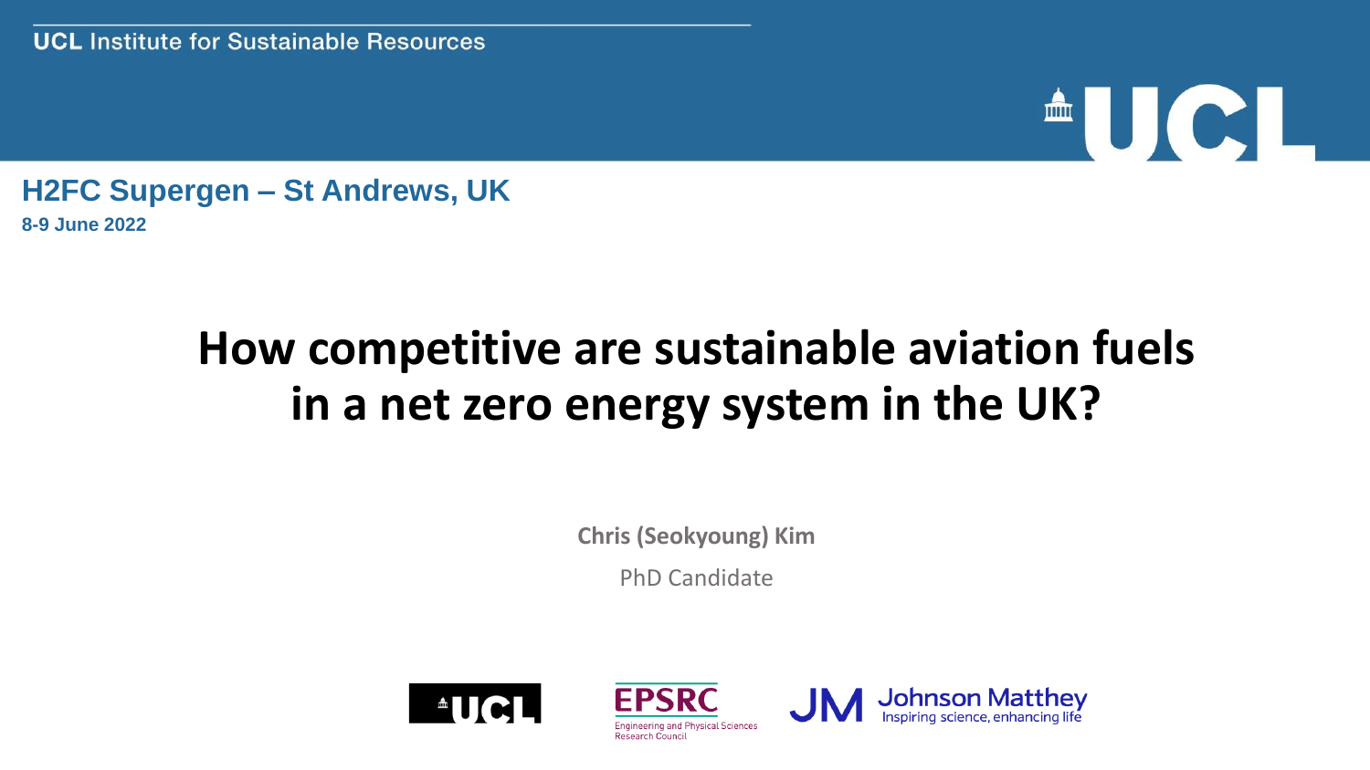UCL Institute for Sustainable Resources

**H2FC Supergen – St Andrews, UK**

**8-9 June 2022**

# How competitive are sustainable aviation fuels in a net zero energy system in the UK?

**Chris (Seokyoung) Kim**

PhD Candidate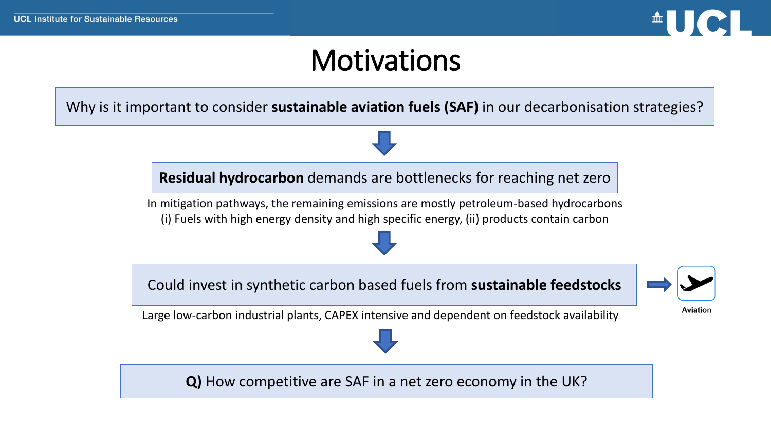# Motivations

Why is it important to consider **sustainable aviation fuels (SAF)** in our decarbonisation strategies?

**Residual hydrocarbon** demands are bottlenecks for reaching net zero

In mitigation pathways, the remaining emissions are mostly petroleum-based hydrocarbons
(i) Fuels with high energy density and high specific energy, (ii) products contain carbon

Could invest in synthetic carbon based fuels from **sustainable feedstocks**

Aviation

Large low-carbon industrial plants, CAPEX intensive and dependent on feedstock availability

**Q)** How competitive are SAF in a net zero economy in the UK?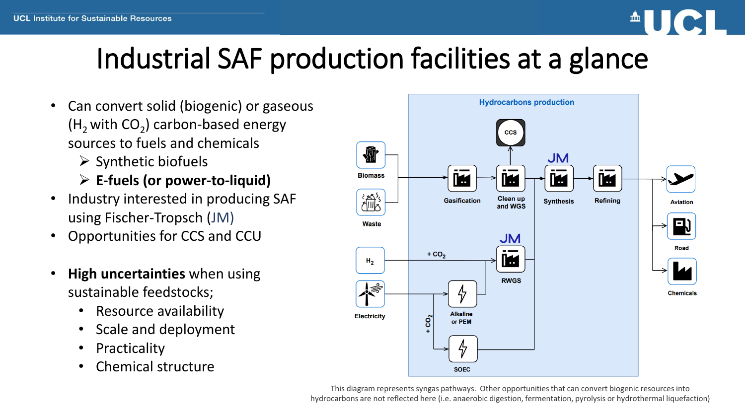# Industrial SAF production facilities at a glance

- Can convert solid (biogenic) or gaseous ($H_2$ with $CO_2$) carbon-based energy sources to fuels and chemicals
  - ➢ Synthetic biofuels
  - ➢ **E-fuels (or power-to-liquid)**
- Industry interested in producing SAF using Fischer-Tropsch (JM)
- Opportunities for CCS and CCU

- **High uncertainties** when using sustainable feedstocks;
  - Resource availability
  - Scale and deployment
  - Practicality
  - Chemical structure

Hydrocarbons production

Biomass, Waste → Gasification → Clean up and WGS (→ CCS) → Synthesis (JM) → Refining → Aviation, Road, Chemicals

$H_2$ + $CO_2$ → RWGS (JM) → Synthesis

Electricity → Alkaline or PEM → RWGS

Electricity + $CO_2$ → SOEC → Synthesis

This diagram represents syngas pathways. Other opportunities that can convert biogenic resources into hydrocarbons are not reflected here (i.e. anaerobic digestion, fermentation, pyrolysis or hydrothermal liquefaction)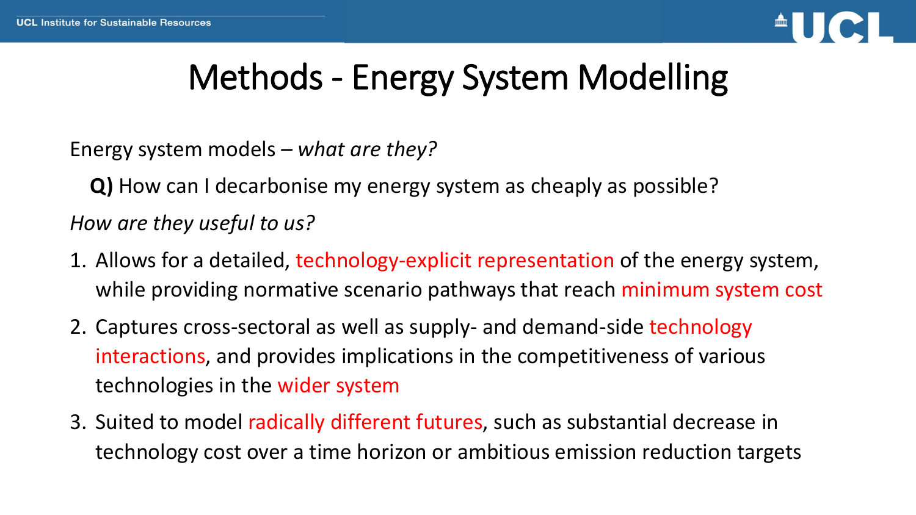# Methods - Energy System Modelling

Energy system models – *what are they?*

**Q)** How can I decarbonise my energy system as cheaply as possible?

*How are they useful to us?*

1. Allows for a detailed, technology-explicit representation of the energy system, while providing normative scenario pathways that reach minimum system cost
2. Captures cross-sectoral as well as supply- and demand-side technology interactions, and provides implications in the competitiveness of various technologies in the wider system
3. Suited to model radically different futures, such as substantial decrease in technology cost over a time horizon or ambitious emission reduction targets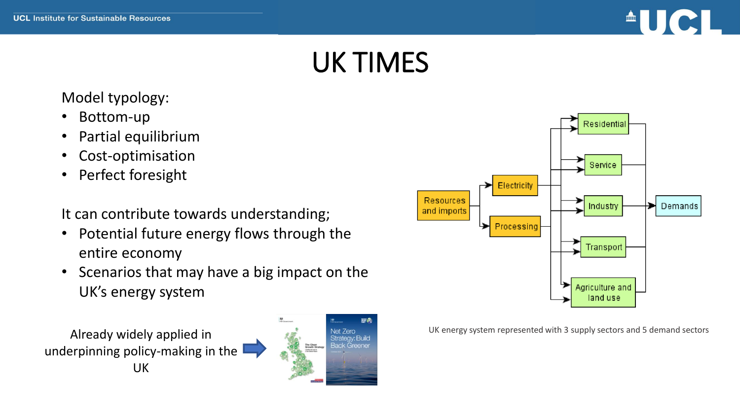# UK TIMES

Model typology:

- Bottom-up
- Partial equilibrium
- Cost-optimisation
- Perfect foresight

It can contribute towards understanding;

- Potential future energy flows through the entire economy
- Scenarios that may have a big impact on the UK's energy system

Already widely applied in underpinning policy-making in the UK

UK energy system represented with 3 supply sectors and 5 demand sectors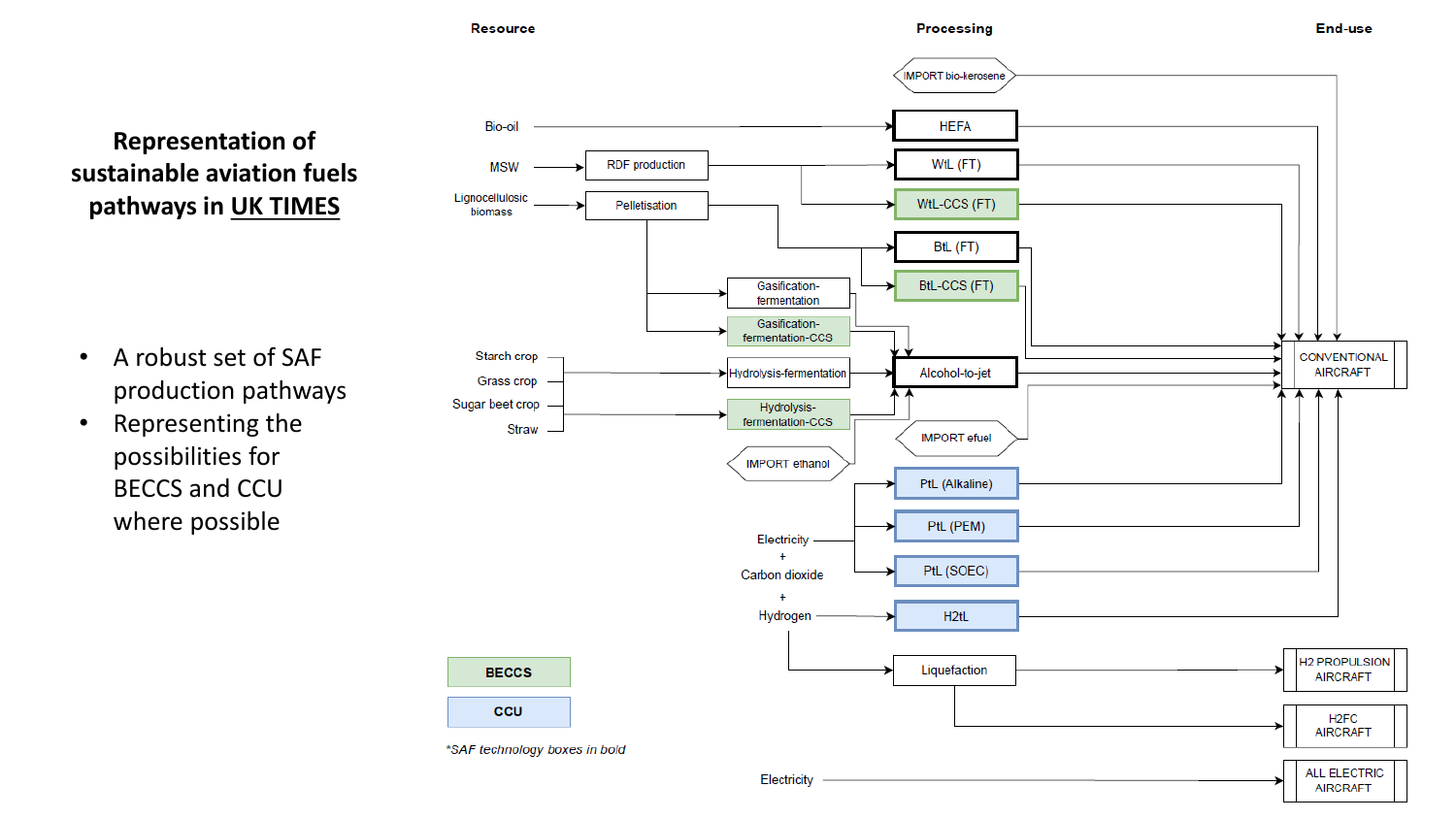# Representation of sustainable aviation fuels pathways in UK TIMES

- A robust set of SAF production pathways
- Representing the possibilities for BECCS and CCU where possible

**Resource** — **Processing** — **End-use**

Resources: Bio-oil; MSW; Lignocellulosic biomass; Starch crop; Grass crop; Sugar beet crop; Straw; Electricity + Carbon dioxide + Hydrogen; Electricity

Processing: IMPORT bio-kerosene; HEFA; RDF production; WtL (FT); WtL-CCS (FT); Pelletisation; BtL (FT); BtL-CCS (FT); Gasification-fermentation; Gasification-fermentation-CCS; Hydrolysis-fermentation; Hydrolysis-fermentation-CCS; Alcohol-to-jet; IMPORT ethanol; IMPORT efuel; PtL (Alkaline); PtL (PEM); PtL (SOEC); H2tL; Liquefaction

End-use: CONVENTIONAL AIRCRAFT; H2 PROPULSION AIRCRAFT; H2FC AIRCRAFT; ALL ELECTRIC AIRCRAFT

Legend: **BECCS**; **CCU**

*SAF technology boxes in bold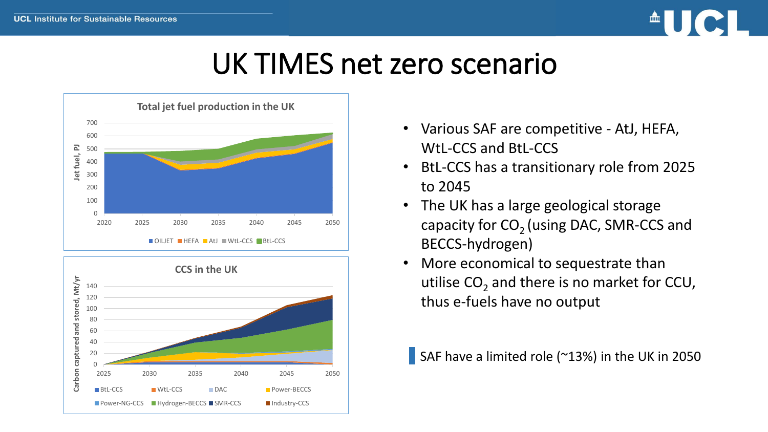# UK TIMES net zero scenario

**Total jet fuel production in the UK**

Jet fuel, PJ (0–700), years 2020–2050

Legend: OILJET, HEFA, AtJ, WtL-CCS, BtL-CCS

**CCS in the UK**

Carbon captured and stored, Mt/yr (0–140), years 2025–2050

Legend: BtL-CCS, WtL-CCS, DAC, Power-BECCS, Power-NG-CCS, Hydrogen-BECCS, SMR-CCS, Industry-CCS

- Various SAF are competitive - AtJ, HEFA, WtL-CCS and BtL-CCS
- BtL-CCS has a transitionary role from 2025 to 2045
- The UK has a large geological storage capacity for $CO_2$ (using DAC, SMR-CCS and BECCS-hydrogen)
- More economical to sequestrate than utilise $CO_2$ and there is no market for CCU, thus e-fuels have no output

SAF have a limited role (~13%) in the UK in 2050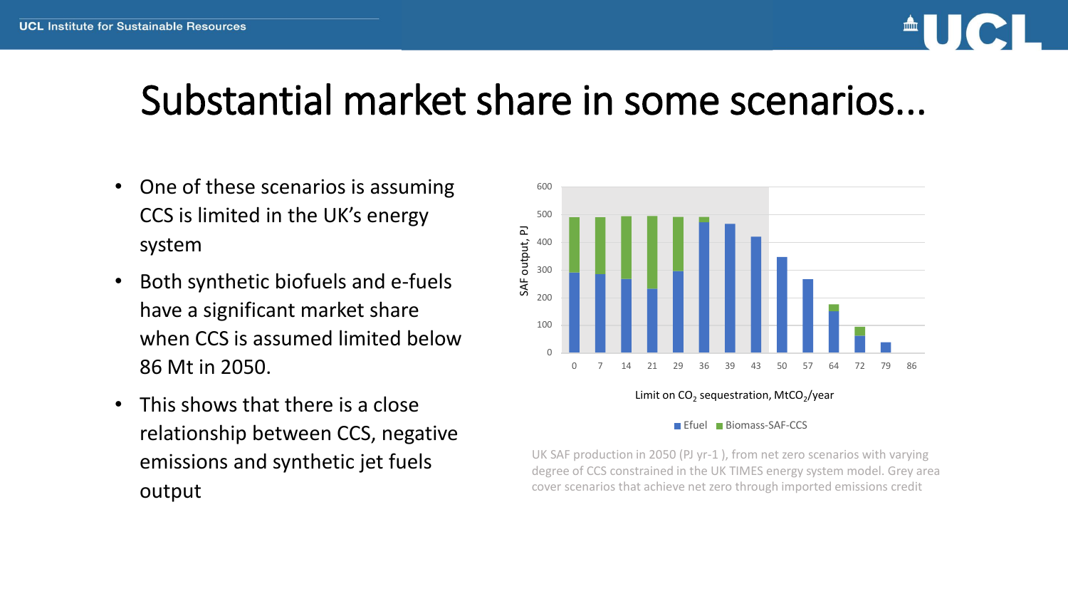# Substantial market share in some scenarios…

- One of these scenarios is assuming CCS is limited in the UK's energy system
- Both synthetic biofuels and e-fuels have a significant market share when CCS is assumed limited below 86 Mt in 2050.
- This shows that there is a close relationship between CCS, negative emissions and synthetic jet fuels output

UK SAF production in 2050 (PJ yr-1 ), from net zero scenarios with varying degree of CCS constrained in the UK TIMES energy system model. Grey area cover scenarios that achieve net zero through imported emissions credit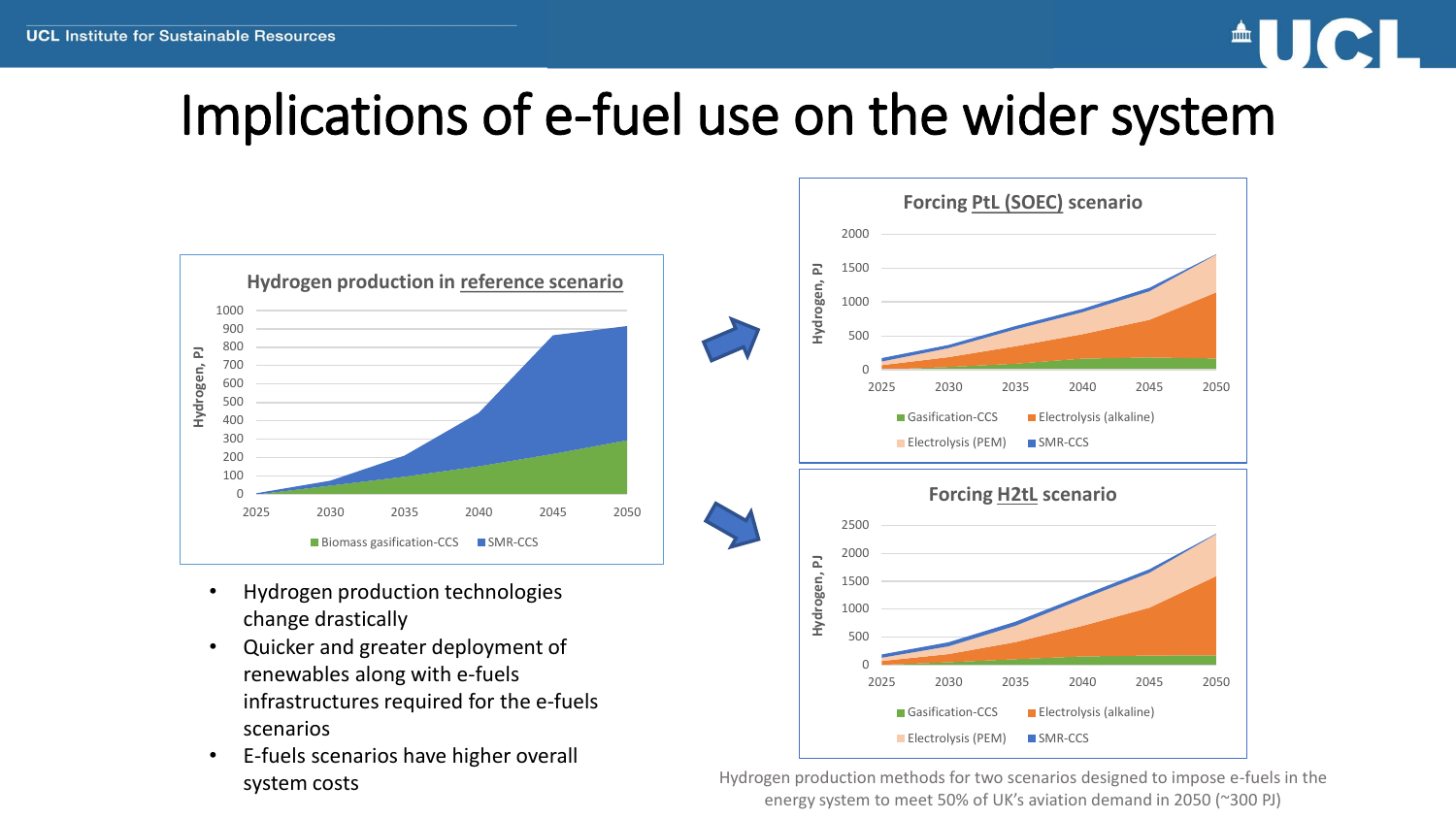# Implications of e-fuel use on the wider system

**Hydrogen production in reference scenario**

Hydrogen, PJ (0–1000), 2025–2050

Legend: Biomass gasification-CCS, SMR-CCS

- Hydrogen production technologies change drastically
- Quicker and greater deployment of renewables along with e-fuels infrastructures required for the e-fuels scenarios
- E-fuels scenarios have higher overall system costs

**Forcing PtL (SOEC) scenario**

Hydrogen, PJ (0–2000), 2025–2050

Legend: Gasification-CCS, Electrolysis (alkaline), Electrolysis (PEM), SMR-CCS

**Forcing H2tL scenario**

Hydrogen, PJ (0–2500), 2025–2050

Legend: Gasification-CCS, Electrolysis (alkaline), Electrolysis (PEM), SMR-CCS

Hydrogen production methods for two scenarios designed to impose e-fuels in the energy system to meet 50% of UK's aviation demand in 2050 (~300 PJ)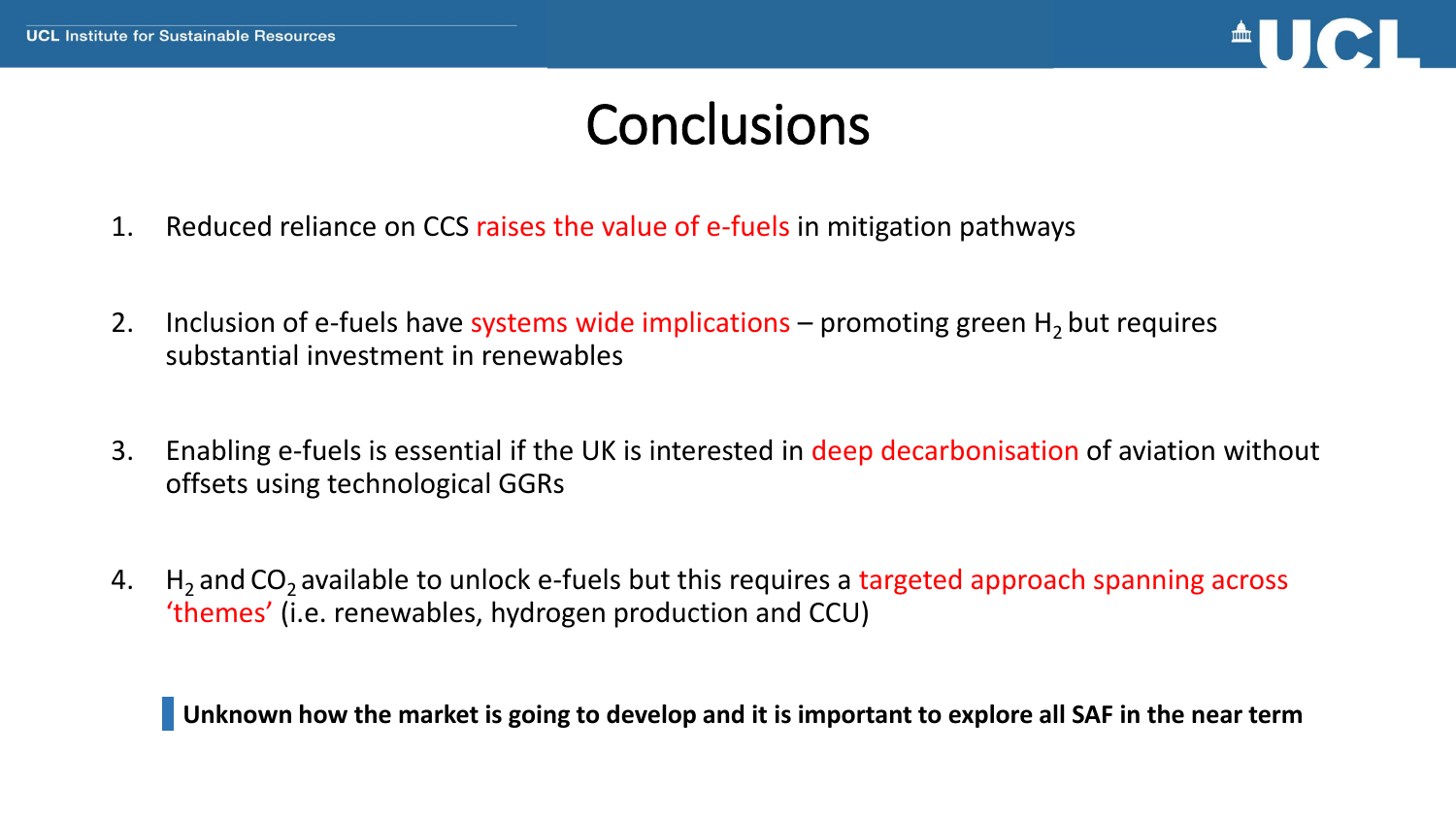# Conclusions

1. Reduced reliance on CCS raises the value of e-fuels in mitigation pathways

2. Inclusion of e-fuels have systems wide implications – promoting green $H_2$ but requires substantial investment in renewables

3. Enabling e-fuels is essential if the UK is interested in deep decarbonisation of aviation without offsets using technological GGRs

4. $H_2$ and $CO_2$ available to unlock e-fuels but this requires a targeted approach spanning across 'themes' (i.e. renewables, hydrogen production and CCU)

**Unknown how the market is going to develop and it is important to explore all SAF in the near term**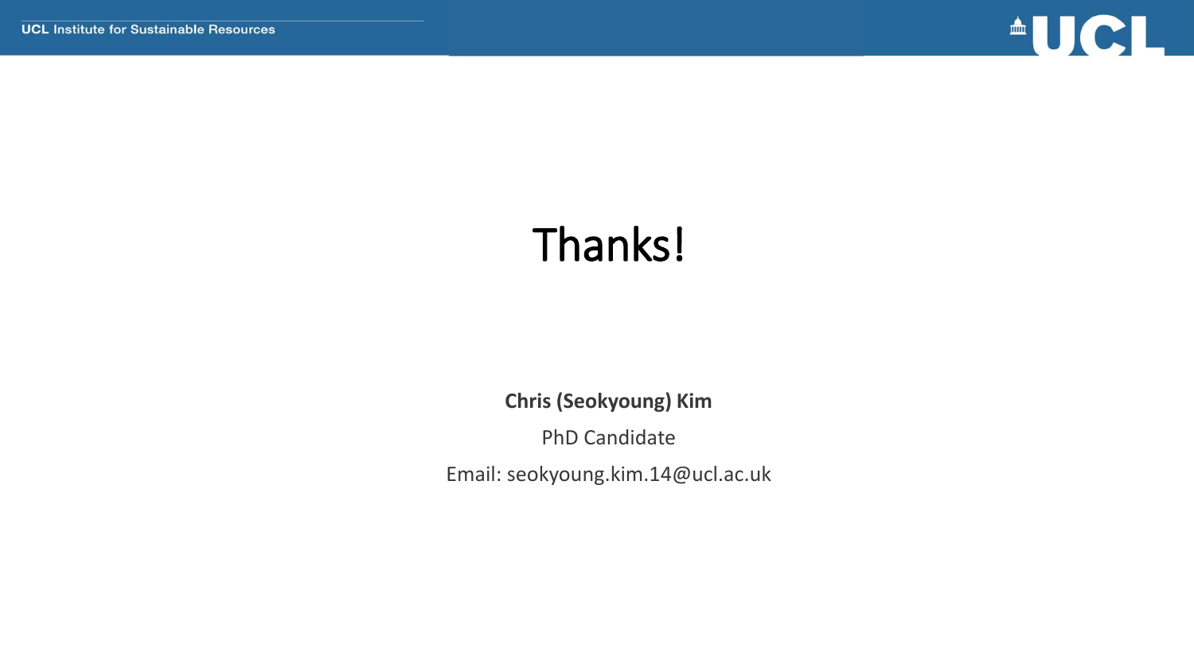# Thanks!

**Chris (Seokyoung) Kim**

PhD Candidate

Email: seokyoung.kim.14@ucl.ac.uk